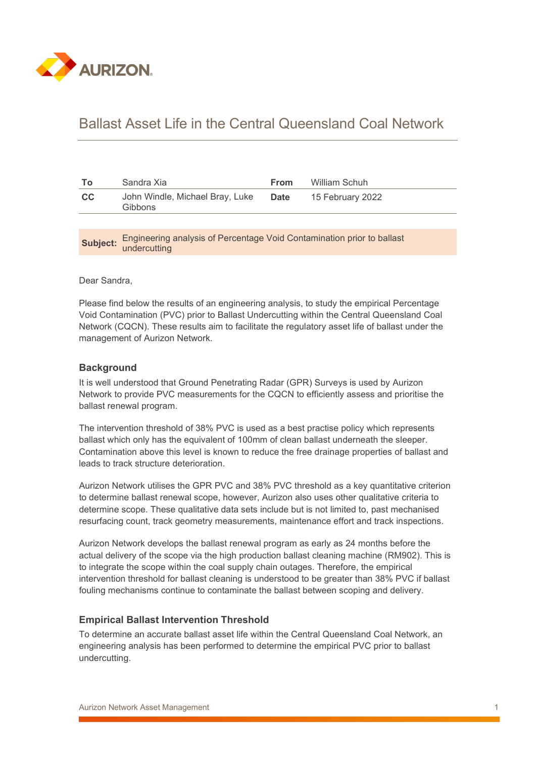# Ballast Asset Life in the Central Queensland Coal Network

| **To** | Sandra Xia | **From** | William Schuh |
|---|---|---|---|
| **CC** | John Windle, Michael Bray, Luke Gibbons | **Date** | 15 February 2022 |

**Subject:** Engineering analysis of Percentage Void Contamination prior to ballast undercutting

Dear Sandra,

Please find below the results of an engineering analysis, to study the empirical Percentage Void Contamination (PVC) prior to Ballast Undercutting within the Central Queensland Coal Network (CQCN). These results aim to facilitate the regulatory asset life of ballast under the management of Aurizon Network.

## Background

It is well understood that Ground Penetrating Radar (GPR) Surveys is used by Aurizon Network to provide PVC measurements for the CQCN to efficiently assess and prioritise the ballast renewal program.

The intervention threshold of 38% PVC is used as a best practise policy which represents ballast which only has the equivalent of 100mm of clean ballast underneath the sleeper. Contamination above this level is known to reduce the free drainage properties of ballast and leads to track structure deterioration.

Aurizon Network utilises the GPR PVC and 38% PVC threshold as a key quantitative criterion to determine ballast renewal scope, however, Aurizon also uses other qualitative criteria to determine scope. These qualitative data sets include but is not limited to, past mechanised resurfacing count, track geometry measurements, maintenance effort and track inspections.

Aurizon Network develops the ballast renewal program as early as 24 months before the actual delivery of the scope via the high production ballast cleaning machine (RM902). This is to integrate the scope within the coal supply chain outages. Therefore, the empirical intervention threshold for ballast cleaning is understood to be greater than 38% PVC if ballast fouling mechanisms continue to contaminate the ballast between scoping and delivery.

## Empirical Ballast Intervention Threshold

To determine an accurate ballast asset life within the Central Queensland Coal Network, an engineering analysis has been performed to determine the empirical PVC prior to ballast undercutting.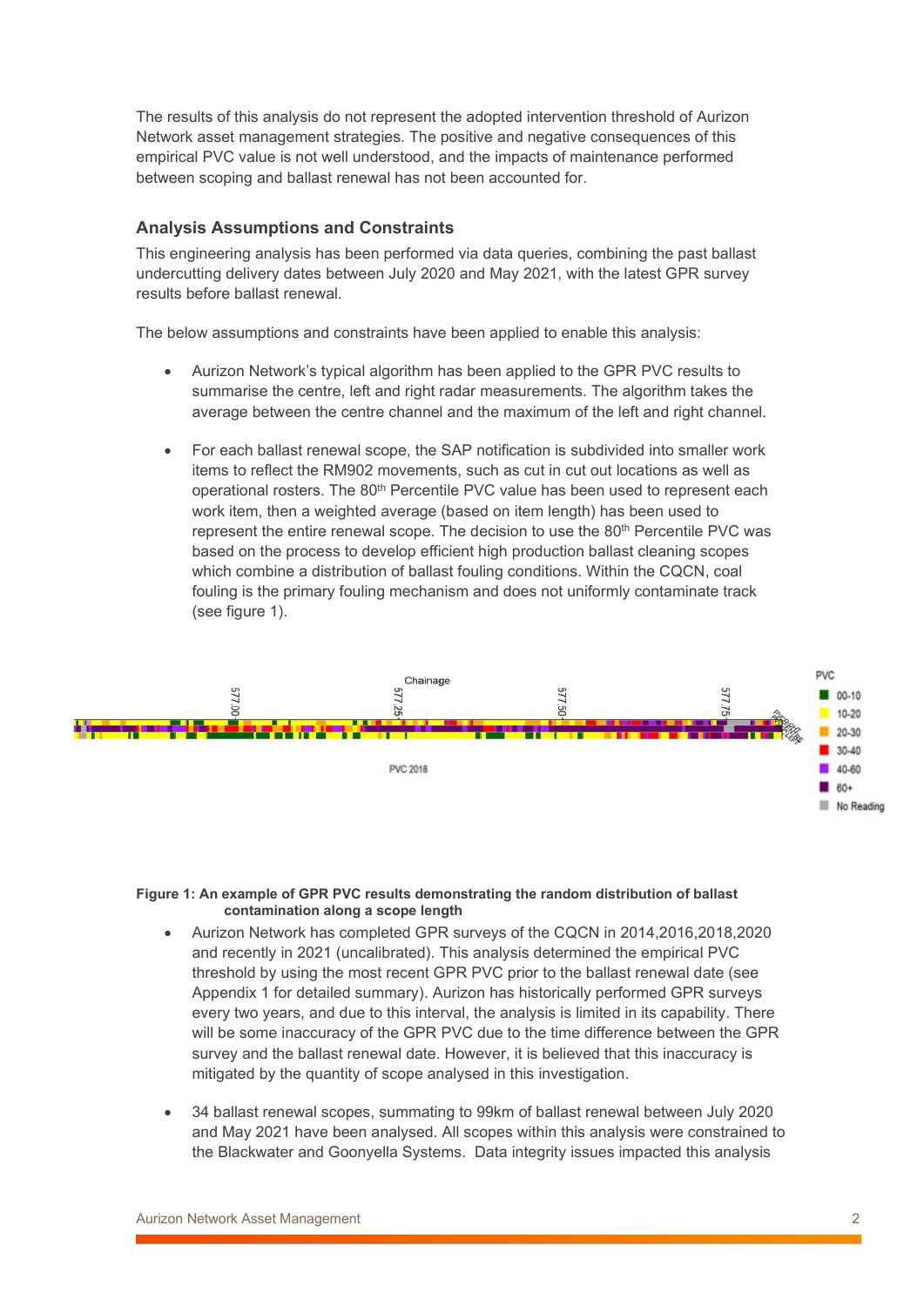The results of this analysis do not represent the adopted intervention threshold of Aurizon Network asset management strategies. The positive and negative consequences of this empirical PVC value is not well understood, and the impacts of maintenance performed between scoping and ballast renewal has not been accounted for.

### Analysis Assumptions and Constraints

This engineering analysis has been performed via data queries, combining the past ballast undercutting delivery dates between July 2020 and May 2021, with the latest GPR survey results before ballast renewal.

The below assumptions and constraints have been applied to enable this analysis:

- Aurizon Network's typical algorithm has been applied to the GPR PVC results to summarise the centre, left and right radar measurements. The algorithm takes the average between the centre channel and the maximum of the left and right channel.
- For each ballast renewal scope, the SAP notification is subdivided into smaller work items to reflect the RM902 movements, such as cut in cut out locations as well as operational rosters. The 80th Percentile PVC value has been used to represent each work item, then a weighted average (based on item length) has been used to represent the entire renewal scope. The decision to use the 80th Percentile PVC was based on the process to develop efficient high production ballast cleaning scopes which combine a distribution of ballast fouling conditions. Within the CQCN, coal fouling is the primary fouling mechanism and does not uniformly contaminate track (see figure 1).

**Figure 1: An example of GPR PVC results demonstrating the random distribution of ballast contamination along a scope length**

- Aurizon Network has completed GPR surveys of the CQCN in 2014,2016,2018,2020 and recently in 2021 (uncalibrated). This analysis determined the empirical PVC threshold by using the most recent GPR PVC prior to the ballast renewal date (see Appendix 1 for detailed summary). Aurizon has historically performed GPR surveys every two years, and due to this interval, the analysis is limited in its capability. There will be some inaccuracy of the GPR PVC due to the time difference between the GPR survey and the ballast renewal date. However, it is believed that this inaccuracy is mitigated by the quantity of scope analysed in this investigation.
- 34 ballast renewal scopes, summating to 99km of ballast renewal between July 2020 and May 2021 have been analysed. All scopes within this analysis were constrained to the Blackwater and Goonyella Systems. Data integrity issues impacted this analysis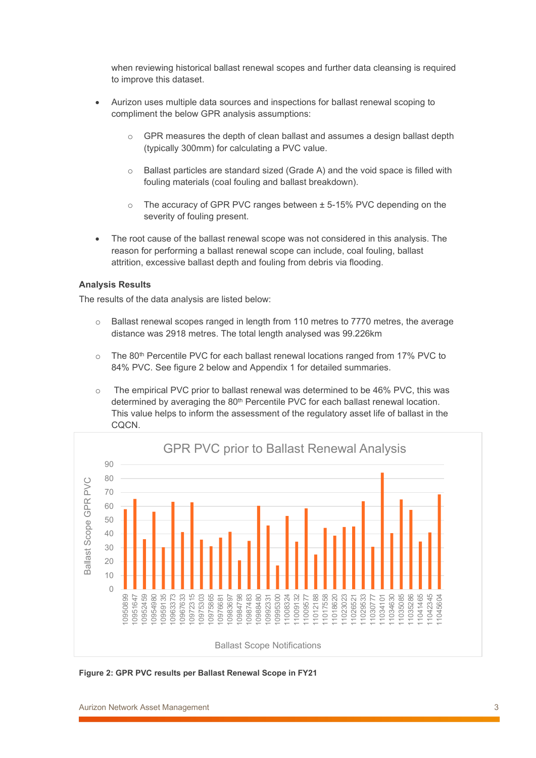when reviewing historical ballast renewal scopes and further data cleansing is required to improve this dataset.

- Aurizon uses multiple data sources and inspections for ballast renewal scoping to compliment the below GPR analysis assumptions:
  - GPR measures the depth of clean ballast and assumes a design ballast depth (typically 300mm) for calculating a PVC value.
  - Ballast particles are standard sized (Grade A) and the void space is filled with fouling materials (coal fouling and ballast breakdown).
  - The accuracy of GPR PVC ranges between ± 5-15% PVC depending on the severity of fouling present.
- The root cause of the ballast renewal scope was not considered in this analysis. The reason for performing a ballast renewal scope can include, coal fouling, ballast attrition, excessive ballast depth and fouling from debris via flooding.

**Analysis Results**

The results of the data analysis are listed below:

- Ballast renewal scopes ranged in length from 110 metres to 7770 metres, the average distance was 2918 metres. The total length analysed was 99.226km
- The 80th Percentile PVC for each ballast renewal locations ranged from 17% PVC to 84% PVC. See figure 2 below and Appendix 1 for detailed summaries.
- The empirical PVC prior to ballast renewal was determined to be 46% PVC, this was determined by averaging the 80th Percentile PVC for each ballast renewal location. This value helps to inform the assessment of the regulatory asset life of ballast in the CQCN.

GPR PVC prior to Ballast Renewal Analysis

**Figure 2: GPR PVC results per Ballast Renewal Scope in FY21**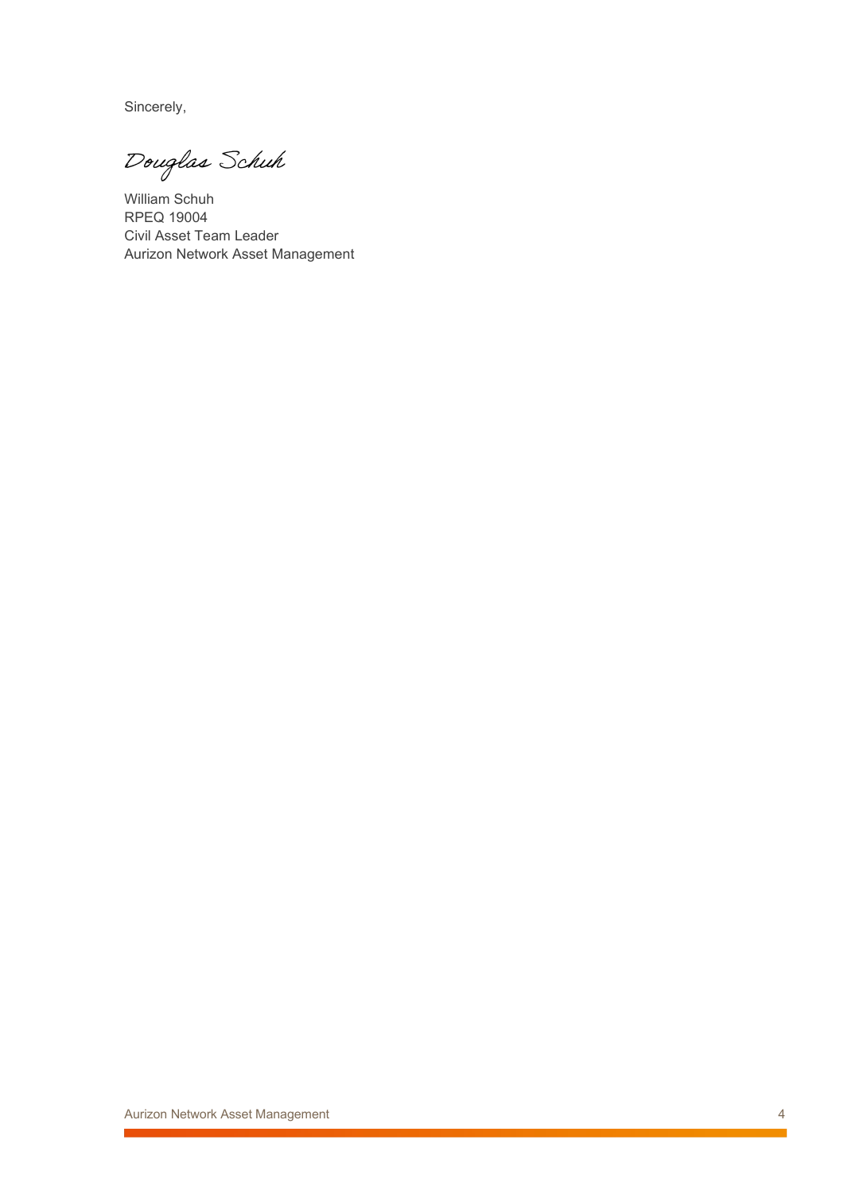Sincerely,

*Douglas Schuh*

William Schuh
RPEQ 19004
Civil Asset Team Leader
Aurizon Network Asset Management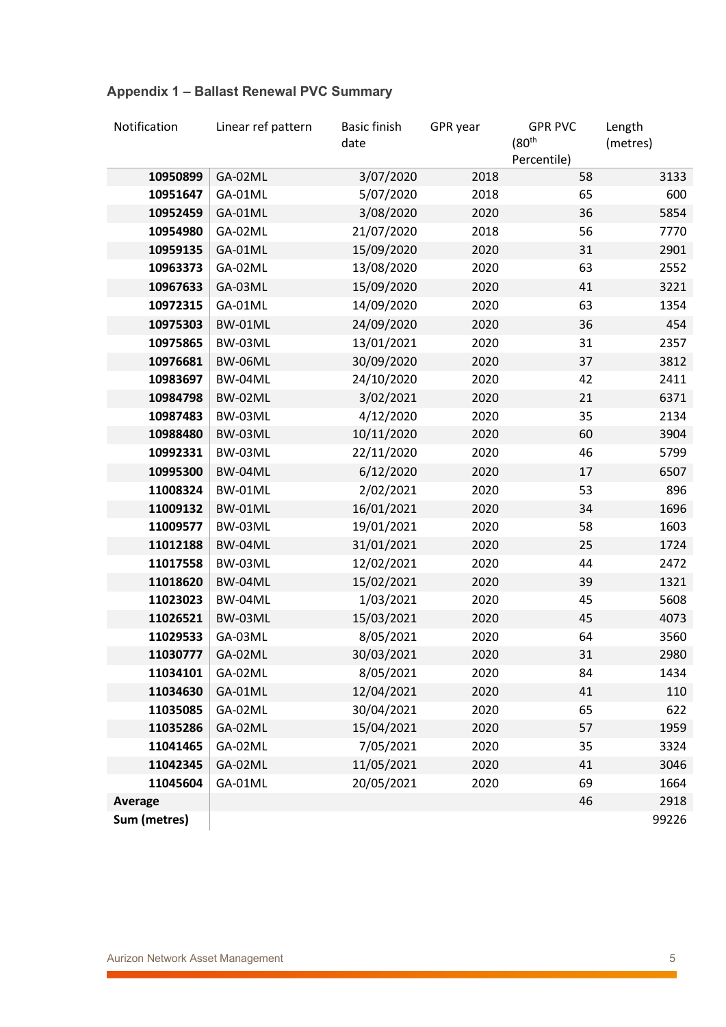## Appendix 1 – Ballast Renewal PVC Summary

| Notification | Linear ref pattern | Basic finish date | GPR year | GPR PVC (80th Percentile) | Length (metres) |
|---|---|---|---|---|---|
| **10950899** | GA-02ML | 3/07/2020 | 2018 | 58 | 3133 |
| **10951647** | GA-01ML | 5/07/2020 | 2018 | 65 | 600 |
| **10952459** | GA-01ML | 3/08/2020 | 2020 | 36 | 5854 |
| **10954980** | GA-02ML | 21/07/2020 | 2018 | 56 | 7770 |
| **10959135** | GA-01ML | 15/09/2020 | 2020 | 31 | 2901 |
| **10963373** | GA-02ML | 13/08/2020 | 2020 | 63 | 2552 |
| **10967633** | GA-03ML | 15/09/2020 | 2020 | 41 | 3221 |
| **10972315** | GA-01ML | 14/09/2020 | 2020 | 63 | 1354 |
| **10975303** | BW-01ML | 24/09/2020 | 2020 | 36 | 454 |
| **10975865** | BW-03ML | 13/01/2021 | 2020 | 31 | 2357 |
| **10976681** | BW-06ML | 30/09/2020 | 2020 | 37 | 3812 |
| **10983697** | BW-04ML | 24/10/2020 | 2020 | 42 | 2411 |
| **10984798** | BW-02ML | 3/02/2021 | 2020 | 21 | 6371 |
| **10987483** | BW-03ML | 4/12/2020 | 2020 | 35 | 2134 |
| **10988480** | BW-03ML | 10/11/2020 | 2020 | 60 | 3904 |
| **10992331** | BW-03ML | 22/11/2020 | 2020 | 46 | 5799 |
| **10995300** | BW-04ML | 6/12/2020 | 2020 | 17 | 6507 |
| **11008324** | BW-01ML | 2/02/2021 | 2020 | 53 | 896 |
| **11009132** | BW-01ML | 16/01/2021 | 2020 | 34 | 1696 |
| **11009577** | BW-03ML | 19/01/2021 | 2020 | 58 | 1603 |
| **11012188** | BW-04ML | 31/01/2021 | 2020 | 25 | 1724 |
| **11017558** | BW-03ML | 12/02/2021 | 2020 | 44 | 2472 |
| **11018620** | BW-04ML | 15/02/2021 | 2020 | 39 | 1321 |
| **11023023** | BW-04ML | 1/03/2021 | 2020 | 45 | 5608 |
| **11026521** | BW-03ML | 15/03/2021 | 2020 | 45 | 4073 |
| **11029533** | GA-03ML | 8/05/2021 | 2020 | 64 | 3560 |
| **11030777** | GA-02ML | 30/03/2021 | 2020 | 31 | 2980 |
| **11034101** | GA-02ML | 8/05/2021 | 2020 | 84 | 1434 |
| **11034630** | GA-01ML | 12/04/2021 | 2020 | 41 | 110 |
| **11035085** | GA-02ML | 30/04/2021 | 2020 | 65 | 622 |
| **11035286** | GA-02ML | 15/04/2021 | 2020 | 57 | 1959 |
| **11041465** | GA-02ML | 7/05/2021 | 2020 | 35 | 3324 |
| **11042345** | GA-02ML | 11/05/2021 | 2020 | 41 | 3046 |
| **11045604** | GA-01ML | 20/05/2021 | 2020 | 69 | 1664 |
| **Average** | | | | 46 | 2918 |
| **Sum (metres)** | | | | | 99226 |